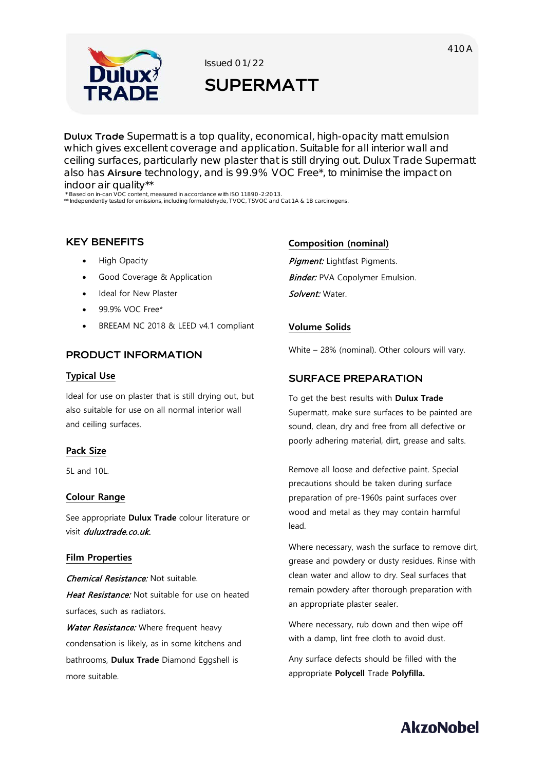Issued 01/22

# SUPERMATT

**Dulux Trade** Supermatt is a top quality, economical, high-opacity matt emulsion which gives excellent coverage and application. Suitable for all interior wall and ceiling surfaces, particularly new plaster that is still drying out. Dulux Trade Supermatt also has **Airsure** technology, and is 99.9% VOC Free*, to minimise the impact on indoor air quality**

\* Based on in-can VOC content, measured in accordance with ISO 11890-2:2013.
\** Independently tested for emissions, including formaldehyde, TVOC, TSVOC and Cat 1A & 1B carcinogens.

## KEY BENEFITS

- High Opacity
- Good Coverage & Application
- Ideal for New Plaster
- 99.9% VOC Free*
- BREEAM NC 2018 & LEED v4.1 compliant

## PRODUCT INFORMATION

### Typical Use

Ideal for use on plaster that is still drying out, but also suitable for use on all normal interior wall and ceiling surfaces.

### Pack Size

5L and 10L.

### Colour Range

See appropriate **Dulux Trade** colour literature or visit *duluxtrade.co.uk.*

### Film Properties

***Chemical Resistance:*** Not suitable.

***Heat Resistance:*** Not suitable for use on heated surfaces, such as radiators.

***Water Resistance:*** Where frequent heavy condensation is likely, as in some kitchens and bathrooms, **Dulux Trade** Diamond Eggshell is more suitable.

### Composition (nominal)

***Pigment:*** Lightfast Pigments.

***Binder:*** PVA Copolymer Emulsion.

***Solvent:*** Water.

### Volume Solids

White – 28% (nominal). Other colours will vary.

## SURFACE PREPARATION

To get the best results with **Dulux Trade** Supermatt, make sure surfaces to be painted are sound, clean, dry and free from all defective or poorly adhering material, dirt, grease and salts.

Remove all loose and defective paint. Special precautions should be taken during surface preparation of pre-1960s paint surfaces over wood and metal as they may contain harmful lead.

Where necessary, wash the surface to remove dirt, grease and powdery or dusty residues. Rinse with clean water and allow to dry. Seal surfaces that remain powdery after thorough preparation with an appropriate plaster sealer.

Where necessary, rub down and then wipe off with a damp, lint free cloth to avoid dust.

Any surface defects should be filled with the appropriate **Polycell** Trade **Polyfilla.**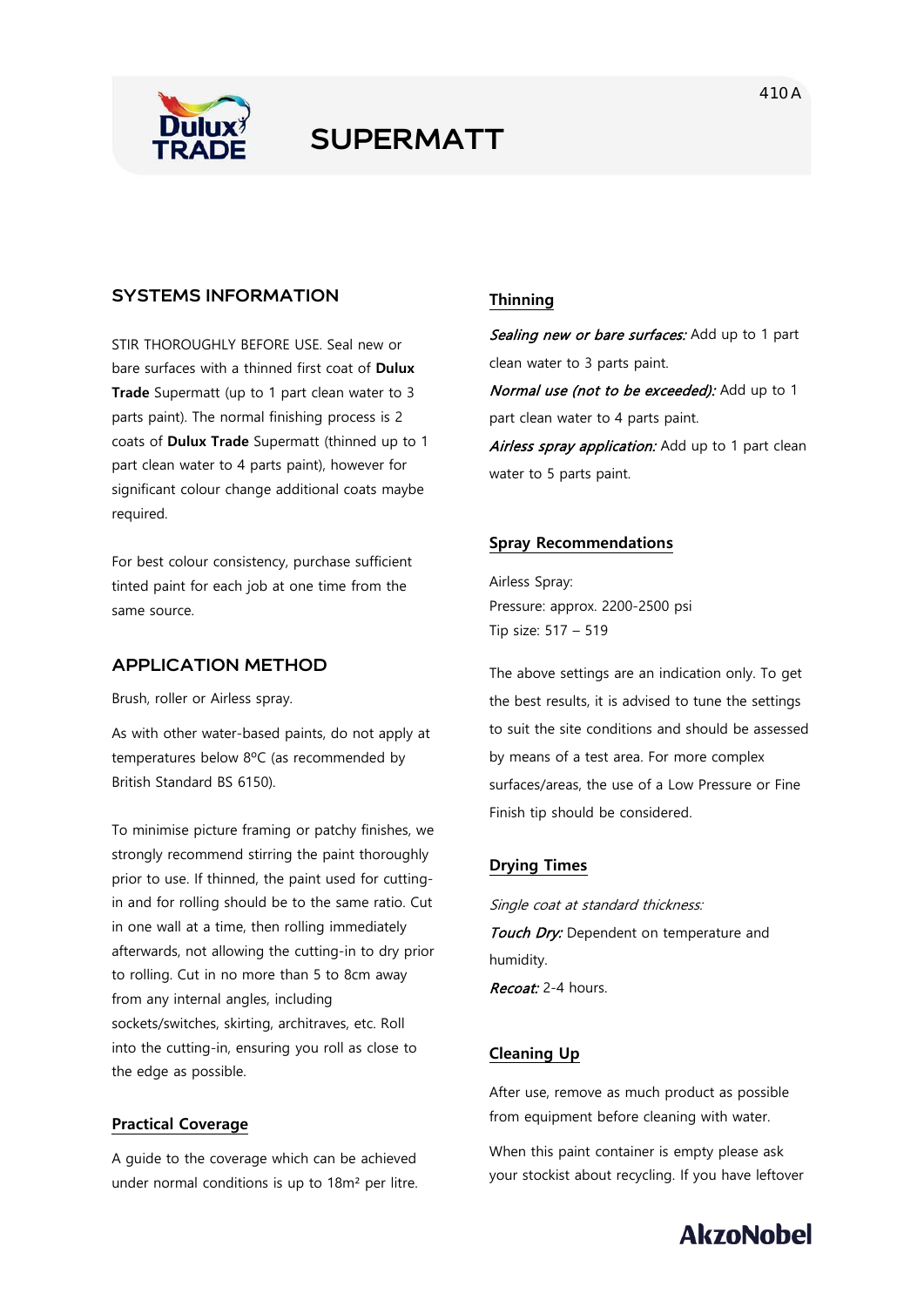# SUPERMATT

## SYSTEMS INFORMATION

STIR THOROUGHLY BEFORE USE. Seal new or bare surfaces with a thinned first coat of **Dulux Trade** Supermatt (up to 1 part clean water to 3 parts paint). The normal finishing process is 2 coats of **Dulux Trade** Supermatt (thinned up to 1 part clean water to 4 parts paint), however for significant colour change additional coats maybe required.

For best colour consistency, purchase sufficient tinted paint for each job at one time from the same source.

## APPLICATION METHOD

Brush, roller or Airless spray.

As with other water-based paints, do not apply at temperatures below 8ºC (as recommended by British Standard BS 6150).

To minimise picture framing or patchy finishes, we strongly recommend stirring the paint thoroughly prior to use. If thinned, the paint used for cutting-in and for rolling should be to the same ratio. Cut in one wall at a time, then rolling immediately afterwards, not allowing the cutting-in to dry prior to rolling. Cut in no more than 5 to 8cm away from any internal angles, including sockets/switches, skirting, architraves, etc. Roll into the cutting-in, ensuring you roll as close to the edge as possible.

### Practical Coverage

A guide to the coverage which can be achieved under normal conditions is up to 18m² per litre.

### Thinning

***Sealing new or bare surfaces:*** Add up to 1 part clean water to 3 parts paint.

***Normal use (not to be exceeded):*** Add up to 1 part clean water to 4 parts paint.

***Airless spray application:*** Add up to 1 part clean water to 5 parts paint.

### Spray Recommendations

Airless Spray:
Pressure: approx. 2200-2500 psi
Tip size: 517 – 519

The above settings are an indication only. To get the best results, it is advised to tune the settings to suit the site conditions and should be assessed by means of a test area. For more complex surfaces/areas, the use of a Low Pressure or Fine Finish tip should be considered.

### Drying Times

*Single coat at standard thickness:*

***Touch Dry:*** Dependent on temperature and humidity.

***Recoat:*** 2-4 hours.

### Cleaning Up

After use, remove as much product as possible from equipment before cleaning with water.

When this paint container is empty please ask your stockist about recycling. If you have leftover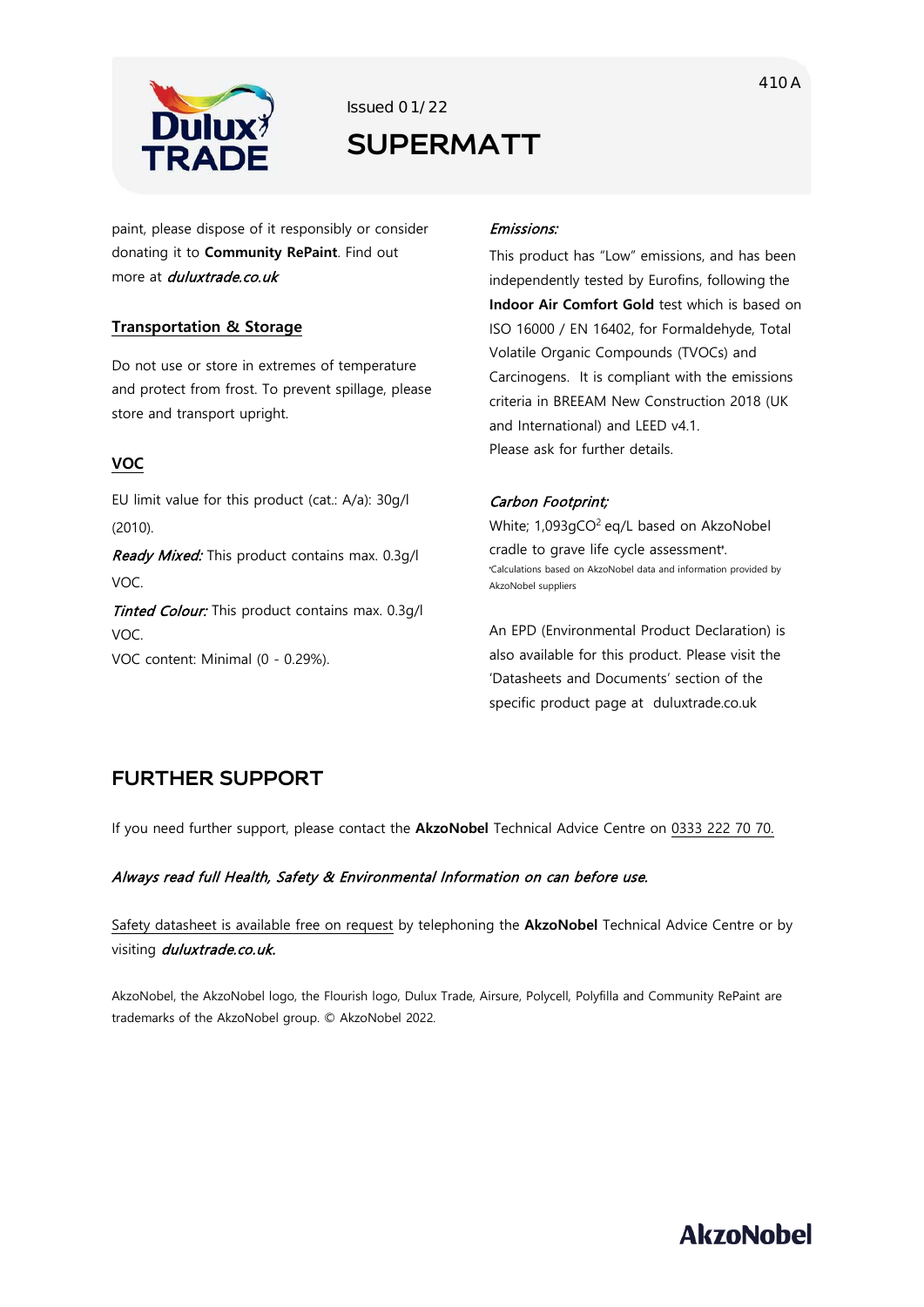paint, please dispose of it responsibly or consider donating it to **Community RePaint**. Find out more at ***duluxtrade.co.uk***

## Transportation & Storage

Do not use or store in extremes of temperature and protect from frost. To prevent spillage, please store and transport upright.

## VOC

EU limit value for this product (cat.: A/a): 30g/l (2010).

***Ready Mixed:*** This product contains max. 0.3g/l VOC.

***Tinted Colour:*** This product contains max. 0.3g/l VOC.

VOC content: Minimal (0 - 0.29%).

***Emissions:***

This product has "Low" emissions, and has been independently tested by Eurofins, following the **Indoor Air Comfort Gold** test which is based on ISO 16000 / EN 16402, for Formaldehyde, Total Volatile Organic Compounds (TVOCs) and Carcinogens. It is compliant with the emissions criteria in BREEAM New Construction 2018 (UK and International) and LEED v4.1.
Please ask for further details.

***Carbon Footprint;***

White; 1,093g$CO^2$ eq/L based on AkzoNobel cradle to grave life cycle assessment*.

*Calculations based on AkzoNobel data and information provided by AkzoNobel suppliers

An EPD (Environmental Product Declaration) is also available for this product. Please visit the 'Datasheets and Documents' section of the specific product page at duluxtrade.co.uk

## FURTHER SUPPORT

If you need further support, please contact the **AkzoNobel** Technical Advice Centre on 0333 222 70 70.

***Always read full Health, Safety & Environmental Information on can before use.***

Safety datasheet is available free on request by telephoning the **AkzoNobel** Technical Advice Centre or by visiting ***duluxtrade.co.uk.***

AkzoNobel, the AkzoNobel logo, the Flourish logo, Dulux Trade, Airsure, Polycell, Polyfilla and Community RePaint are trademarks of the AkzoNobel group. © AkzoNobel 2022.